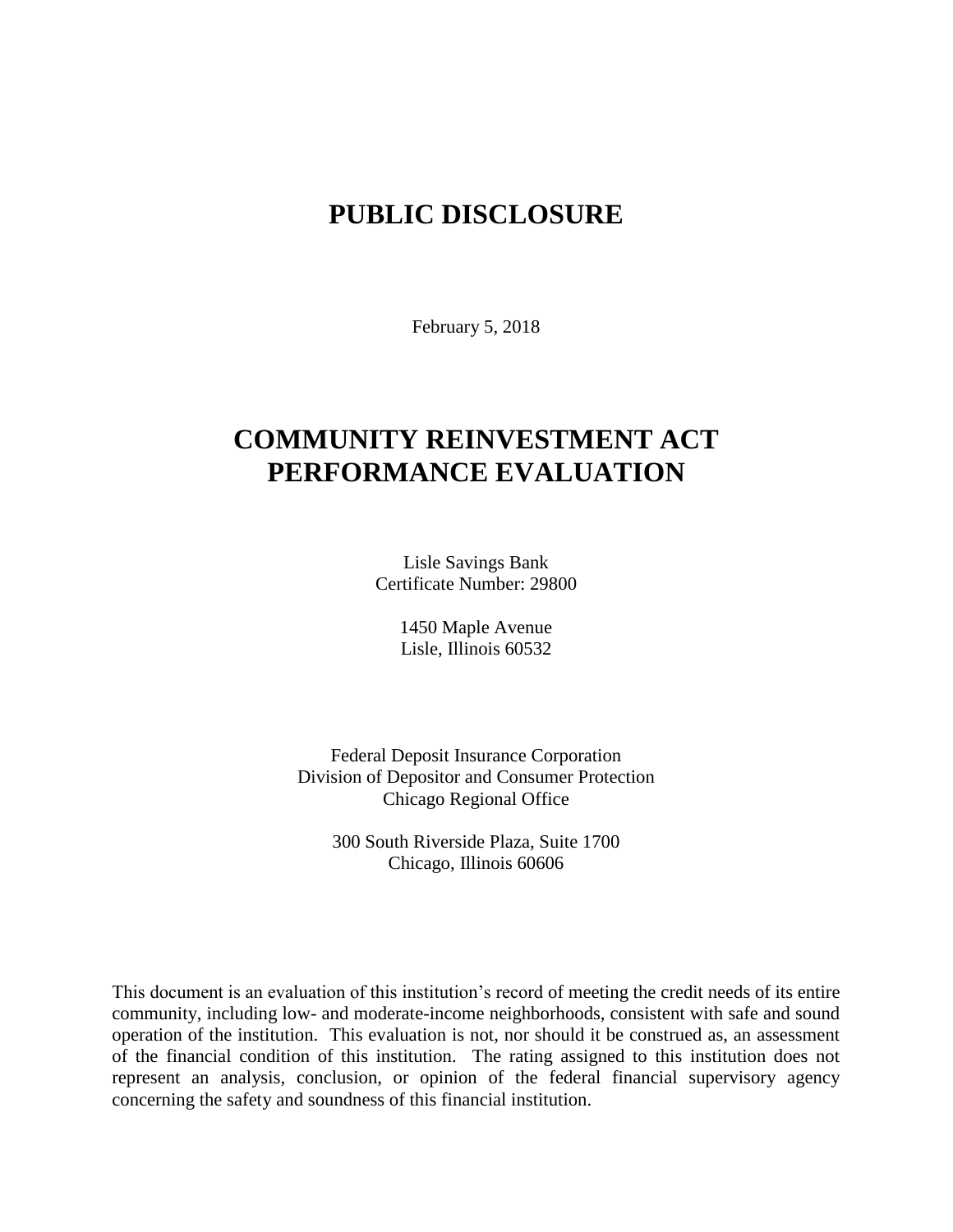# PUBLIC DISCLOSURE

February 5, 2018

# COMMUNITY REINVESTMENT ACT PERFORMANCE EVALUATION

Lisle Savings Bank
Certificate Number: 29800

1450 Maple Avenue
Lisle, Illinois 60532

Federal Deposit Insurance Corporation
Division of Depositor and Consumer Protection
Chicago Regional Office

300 South Riverside Plaza, Suite 1700
Chicago, Illinois 60606

This document is an evaluation of this institution's record of meeting the credit needs of its entire community, including low- and moderate-income neighborhoods, consistent with safe and sound operation of the institution. This evaluation is not, nor should it be construed as, an assessment of the financial condition of this institution. The rating assigned to this institution does not represent an analysis, conclusion, or opinion of the federal financial supervisory agency concerning the safety and soundness of this financial institution.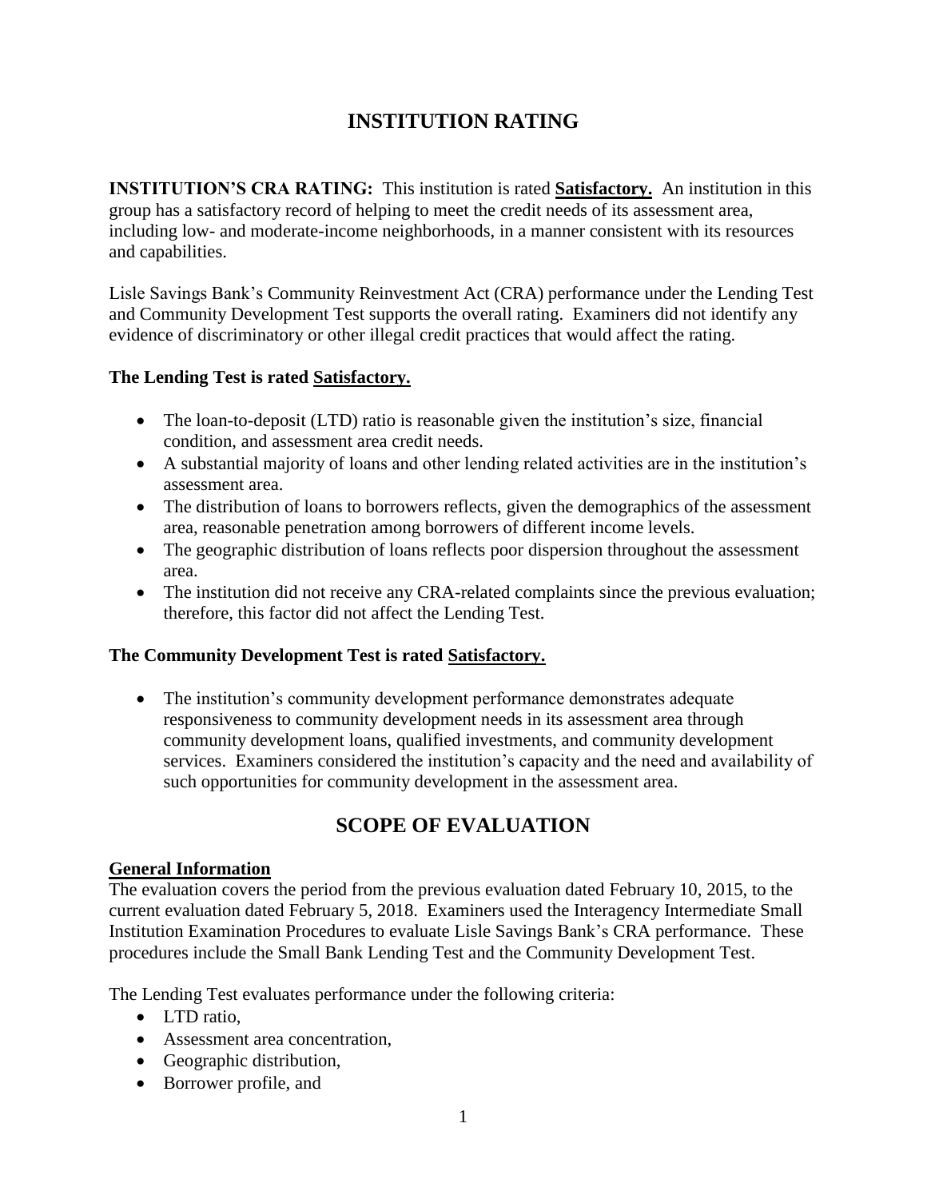# INSTITUTION RATING

**INSTITUTION'S CRA RATING:** This institution is rated **Satisfactory.** An institution in this group has a satisfactory record of helping to meet the credit needs of its assessment area, including low- and moderate-income neighborhoods, in a manner consistent with its resources and capabilities.

Lisle Savings Bank's Community Reinvestment Act (CRA) performance under the Lending Test and Community Development Test supports the overall rating. Examiners did not identify any evidence of discriminatory or other illegal credit practices that would affect the rating.

**The Lending Test is rated Satisfactory.**

- The loan-to-deposit (LTD) ratio is reasonable given the institution's size, financial condition, and assessment area credit needs.
- A substantial majority of loans and other lending related activities are in the institution's assessment area.
- The distribution of loans to borrowers reflects, given the demographics of the assessment area, reasonable penetration among borrowers of different income levels.
- The geographic distribution of loans reflects poor dispersion throughout the assessment area.
- The institution did not receive any CRA-related complaints since the previous evaluation; therefore, this factor did not affect the Lending Test.

**The Community Development Test is rated Satisfactory.**

- The institution's community development performance demonstrates adequate responsiveness to community development needs in its assessment area through community development loans, qualified investments, and community development services. Examiners considered the institution's capacity and the need and availability of such opportunities for community development in the assessment area.

# SCOPE OF EVALUATION

**General Information**

The evaluation covers the period from the previous evaluation dated February 10, 2015, to the current evaluation dated February 5, 2018. Examiners used the Interagency Intermediate Small Institution Examination Procedures to evaluate Lisle Savings Bank's CRA performance. These procedures include the Small Bank Lending Test and the Community Development Test.

The Lending Test evaluates performance under the following criteria:

- LTD ratio,
- Assessment area concentration,
- Geographic distribution,
- Borrower profile, and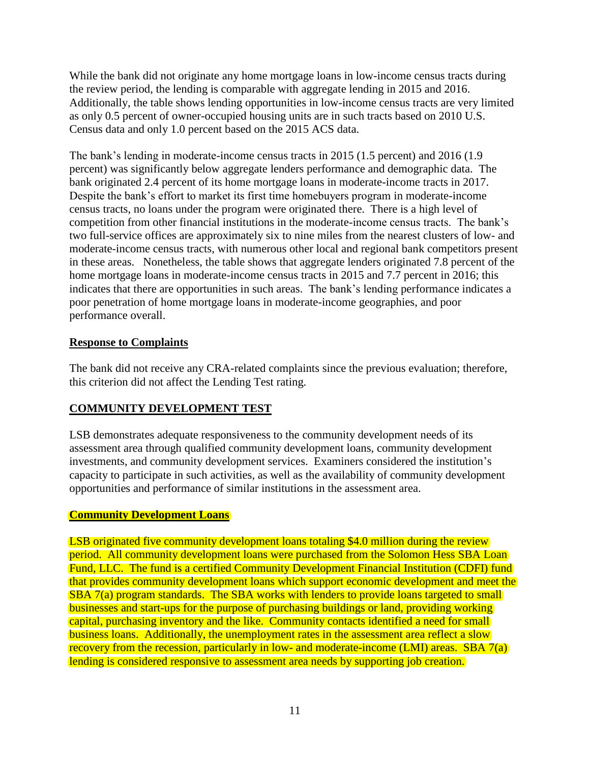While the bank did not originate any home mortgage loans in low-income census tracts during the review period, the lending is comparable with aggregate lending in 2015 and 2016. Additionally, the table shows lending opportunities in low-income census tracts are very limited as only 0.5 percent of owner-occupied housing units are in such tracts based on 2010 U.S. Census data and only 1.0 percent based on the 2015 ACS data.

The bank's lending in moderate-income census tracts in 2015 (1.5 percent) and 2016 (1.9 percent) was significantly below aggregate lenders performance and demographic data. The bank originated 2.4 percent of its home mortgage loans in moderate-income tracts in 2017. Despite the bank's effort to market its first time homebuyers program in moderate-income census tracts, no loans under the program were originated there. There is a high level of competition from other financial institutions in the moderate-income census tracts. The bank's two full-service offices are approximately six to nine miles from the nearest clusters of low- and moderate-income census tracts, with numerous other local and regional bank competitors present in these areas. Nonetheless, the table shows that aggregate lenders originated 7.8 percent of the home mortgage loans in moderate-income census tracts in 2015 and 7.7 percent in 2016; this indicates that there are opportunities in such areas. The bank's lending performance indicates a poor penetration of home mortgage loans in moderate-income geographies, and poor performance overall.

**Response to Complaints**

The bank did not receive any CRA-related complaints since the previous evaluation; therefore, this criterion did not affect the Lending Test rating.

## COMMUNITY DEVELOPMENT TEST

LSB demonstrates adequate responsiveness to the community development needs of its assessment area through qualified community development loans, community development investments, and community development services. Examiners considered the institution's capacity to participate in such activities, as well as the availability of community development opportunities and performance of similar institutions in the assessment area.

**Community Development Loans**

LSB originated five community development loans totaling $4.0 million during the review period. All community development loans were purchased from the Solomon Hess SBA Loan Fund, LLC. The fund is a certified Community Development Financial Institution (CDFI) fund that provides community development loans which support economic development and meet the SBA 7(a) program standards. The SBA works with lenders to provide loans targeted to small businesses and start-ups for the purpose of purchasing buildings or land, providing working capital, purchasing inventory and the like. Community contacts identified a need for small business loans. Additionally, the unemployment rates in the assessment area reflect a slow recovery from the recession, particularly in low- and moderate-income (LMI) areas. SBA 7(a) lending is considered responsive to assessment area needs by supporting job creation.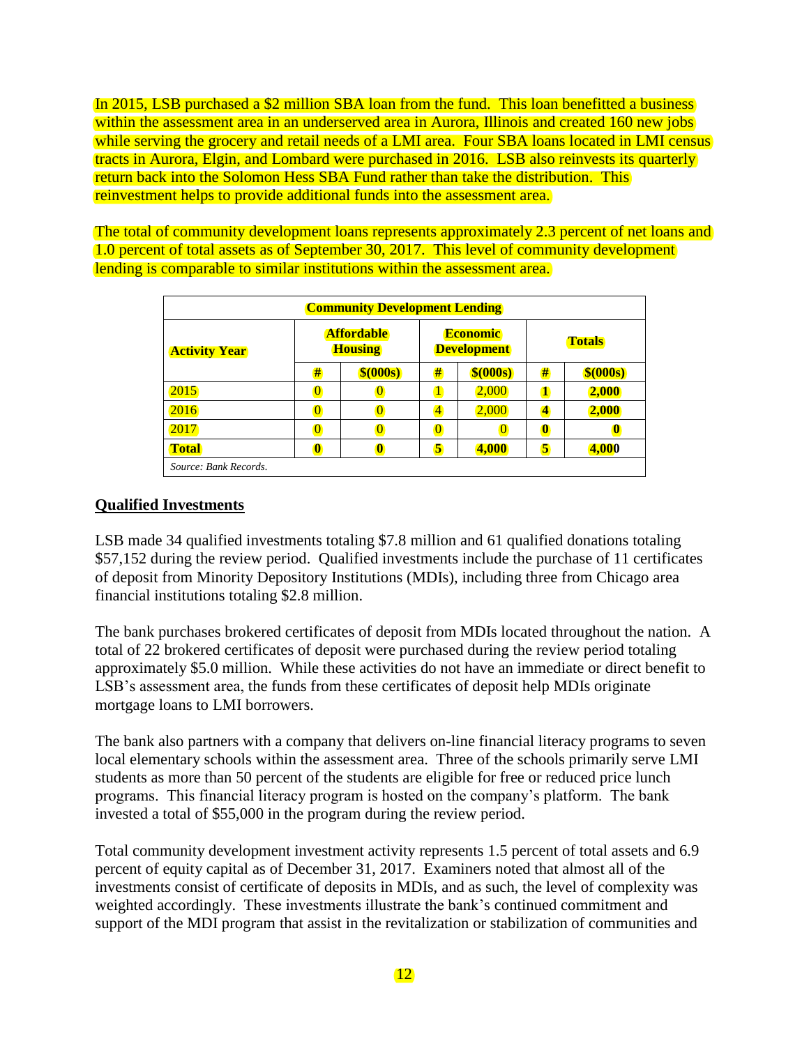In 2015, LSB purchased a $2 million SBA loan from the fund. This loan benefitted a business within the assessment area in an underserved area in Aurora, Illinois and created 160 new jobs while serving the grocery and retail needs of a LMI area. Four SBA loans located in LMI census tracts in Aurora, Elgin, and Lombard were purchased in 2016. LSB also reinvests its quarterly return back into the Solomon Hess SBA Fund rather than take the distribution. This reinvestment helps to provide additional funds into the assessment area.

The total of community development loans represents approximately 2.3 percent of net loans and 1.0 percent of total assets as of September 30, 2017. This level of community development lending is comparable to similar institutions within the assessment area.

| **Community Development Lending** | | | | | | |
|---|---|---|---|---|---|---|
| **Activity Year** | **Affordable Housing** | | **Economic Development** | | **Totals** | |
| | **#** | **$(000s)** | **#** | **$(000s)** | **#** | **$(000s)** |
| 2015 | 0 | 0 | 1 | 2,000 | **1** | **2,000** |
| 2016 | 0 | 0 | 4 | 2,000 | **4** | **2,000** |
| 2017 | 0 | 0 | 0 | 0 | **0** | **0** |
| **Total** | **0** | **0** | **5** | **4,000** | **5** | **4,000** |
| *Source: Bank Records.* | | | | | | |

**Qualified Investments**

LSB made 34 qualified investments totaling $7.8 million and 61 qualified donations totaling $57,152 during the review period. Qualified investments include the purchase of 11 certificates of deposit from Minority Depository Institutions (MDIs), including three from Chicago area financial institutions totaling $2.8 million.

The bank purchases brokered certificates of deposit from MDIs located throughout the nation. A total of 22 brokered certificates of deposit were purchased during the review period totaling approximately $5.0 million. While these activities do not have an immediate or direct benefit to LSB's assessment area, the funds from these certificates of deposit help MDIs originate mortgage loans to LMI borrowers.

The bank also partners with a company that delivers on-line financial literacy programs to seven local elementary schools within the assessment area. Three of the schools primarily serve LMI students as more than 50 percent of the students are eligible for free or reduced price lunch programs. This financial literacy program is hosted on the company's platform. The bank invested a total of $55,000 in the program during the review period.

Total community development investment activity represents 1.5 percent of total assets and 6.9 percent of equity capital as of December 31, 2017. Examiners noted that almost all of the investments consist of certificate of deposits in MDIs, and as such, the level of complexity was weighted accordingly. These investments illustrate the bank's continued commitment and support of the MDI program that assist in the revitalization or stabilization of communities and